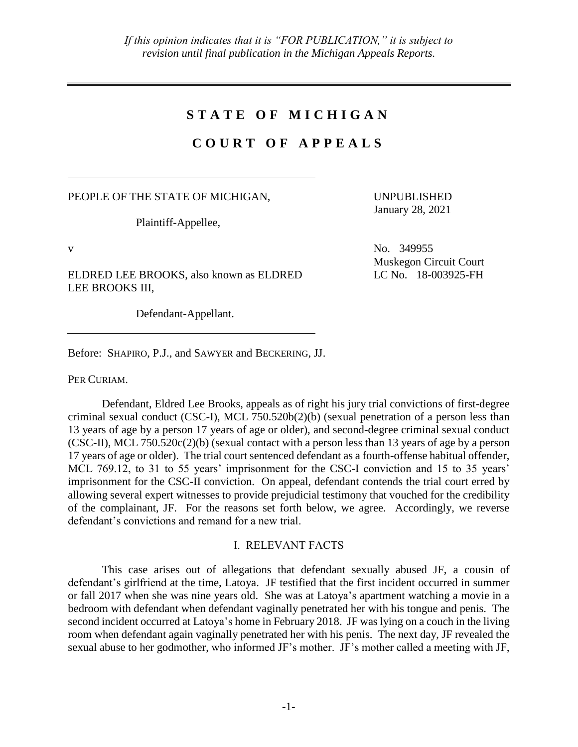*If this opinion indicates that it is "FOR PUBLICATION," it is subject to revision until final publication in the Michigan Appeals Reports.*

---

# STATE OF MICHIGAN

# COURT OF APPEALS

---

PEOPLE OF THE STATE OF MICHIGAN,

Plaintiff-Appellee,

UNPUBLISHED
January 28, 2021

v

No. 349955
Muskegon Circuit Court
LC No. 18-003925-FH

ELDRED LEE BROOKS, also known as ELDRED LEE BROOKS III,

Defendant-Appellant.

---

Before: SHAPIRO, P.J., and SAWYER and BECKERING, JJ.

PER CURIAM.

Defendant, Eldred Lee Brooks, appeals as of right his jury trial convictions of first-degree criminal sexual conduct (CSC-I), MCL 750.520b(2)(b) (sexual penetration of a person less than 13 years of age by a person 17 years of age or older), and second-degree criminal sexual conduct (CSC-II), MCL 750.520c(2)(b) (sexual contact with a person less than 13 years of age by a person 17 years of age or older). The trial court sentenced defendant as a fourth-offense habitual offender, MCL 769.12, to 31 to 55 years' imprisonment for the CSC-I conviction and 15 to 35 years' imprisonment for the CSC-II conviction. On appeal, defendant contends the trial court erred by allowing several expert witnesses to provide prejudicial testimony that vouched for the credibility of the complainant, JF. For the reasons set forth below, we agree. Accordingly, we reverse defendant's convictions and remand for a new trial.

## I. RELEVANT FACTS

This case arises out of allegations that defendant sexually abused JF, a cousin of defendant's girlfriend at the time, Latoya. JF testified that the first incident occurred in summer or fall 2017 when she was nine years old. She was at Latoya's apartment watching a movie in a bedroom with defendant when defendant vaginally penetrated her with his tongue and penis. The second incident occurred at Latoya's home in February 2018. JF was lying on a couch in the living room when defendant again vaginally penetrated her with his penis. The next day, JF revealed the sexual abuse to her godmother, who informed JF's mother. JF's mother called a meeting with JF,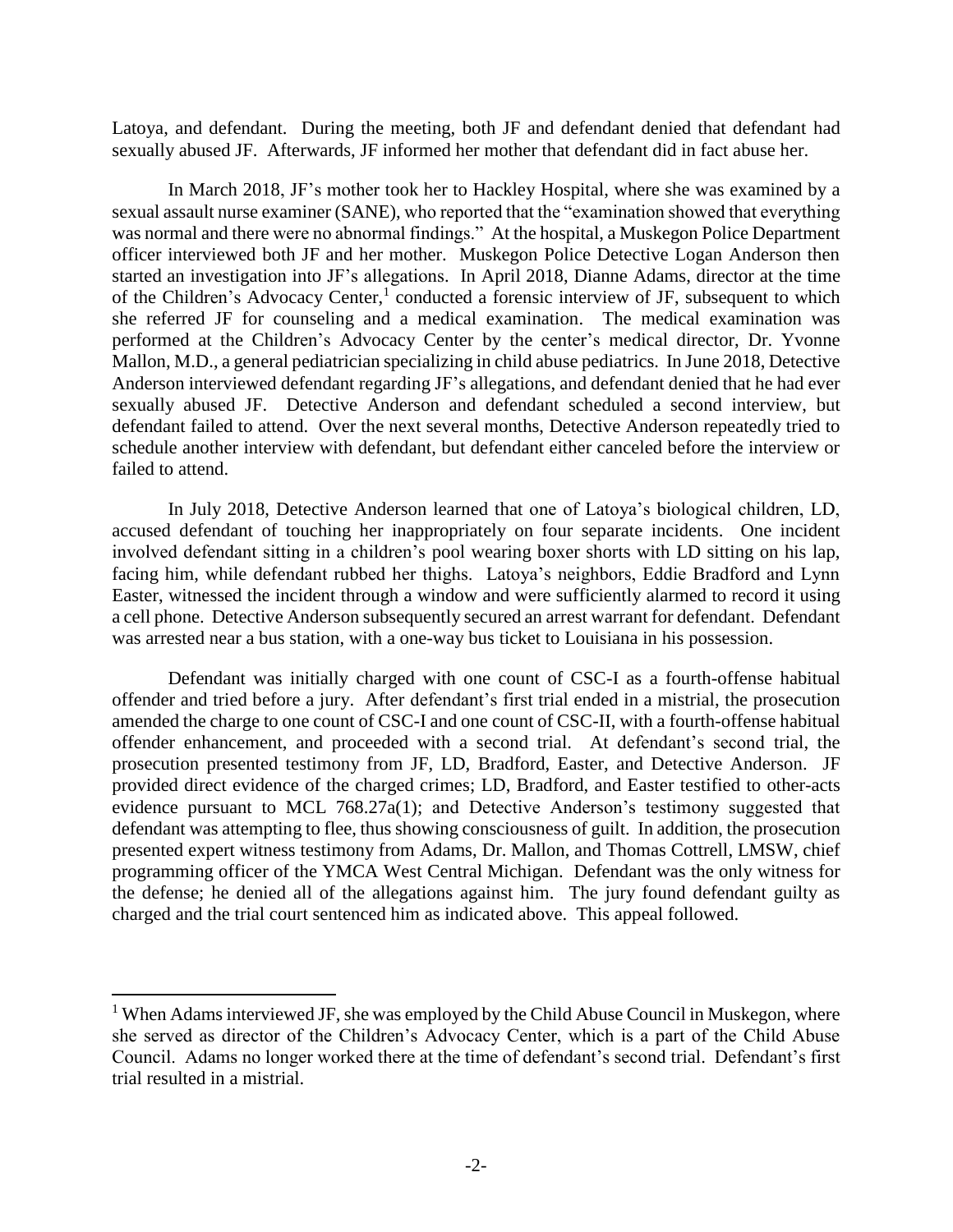Latoya, and defendant. During the meeting, both JF and defendant denied that defendant had sexually abused JF. Afterwards, JF informed her mother that defendant did in fact abuse her.

In March 2018, JF's mother took her to Hackley Hospital, where she was examined by a sexual assault nurse examiner (SANE), who reported that the "examination showed that everything was normal and there were no abnormal findings." At the hospital, a Muskegon Police Department officer interviewed both JF and her mother. Muskegon Police Detective Logan Anderson then started an investigation into JF's allegations. In April 2018, Dianne Adams, director at the time of the Children's Advocacy Center,[1] conducted a forensic interview of JF, subsequent to which she referred JF for counseling and a medical examination. The medical examination was performed at the Children's Advocacy Center by the center's medical director, Dr. Yvonne Mallon, M.D., a general pediatrician specializing in child abuse pediatrics. In June 2018, Detective Anderson interviewed defendant regarding JF's allegations, and defendant denied that he had ever sexually abused JF. Detective Anderson and defendant scheduled a second interview, but defendant failed to attend. Over the next several months, Detective Anderson repeatedly tried to schedule another interview with defendant, but defendant either canceled before the interview or failed to attend.

In July 2018, Detective Anderson learned that one of Latoya's biological children, LD, accused defendant of touching her inappropriately on four separate incidents. One incident involved defendant sitting in a children's pool wearing boxer shorts with LD sitting on his lap, facing him, while defendant rubbed her thighs. Latoya's neighbors, Eddie Bradford and Lynn Easter, witnessed the incident through a window and were sufficiently alarmed to record it using a cell phone. Detective Anderson subsequently secured an arrest warrant for defendant. Defendant was arrested near a bus station, with a one-way bus ticket to Louisiana in his possession.

Defendant was initially charged with one count of CSC-I as a fourth-offense habitual offender and tried before a jury. After defendant's first trial ended in a mistrial, the prosecution amended the charge to one count of CSC-I and one count of CSC-II, with a fourth-offense habitual offender enhancement, and proceeded with a second trial. At defendant's second trial, the prosecution presented testimony from JF, LD, Bradford, Easter, and Detective Anderson. JF provided direct evidence of the charged crimes; LD, Bradford, and Easter testified to other-acts evidence pursuant to MCL 768.27a(1); and Detective Anderson's testimony suggested that defendant was attempting to flee, thus showing consciousness of guilt. In addition, the prosecution presented expert witness testimony from Adams, Dr. Mallon, and Thomas Cottrell, LMSW, chief programming officer of the YMCA West Central Michigan. Defendant was the only witness for the defense; he denied all of the allegations against him. The jury found defendant guilty as charged and the trial court sentenced him as indicated above. This appeal followed.

[1] When Adams interviewed JF, she was employed by the Child Abuse Council in Muskegon, where she served as director of the Children's Advocacy Center, which is a part of the Child Abuse Council. Adams no longer worked there at the time of defendant's second trial. Defendant's first trial resulted in a mistrial.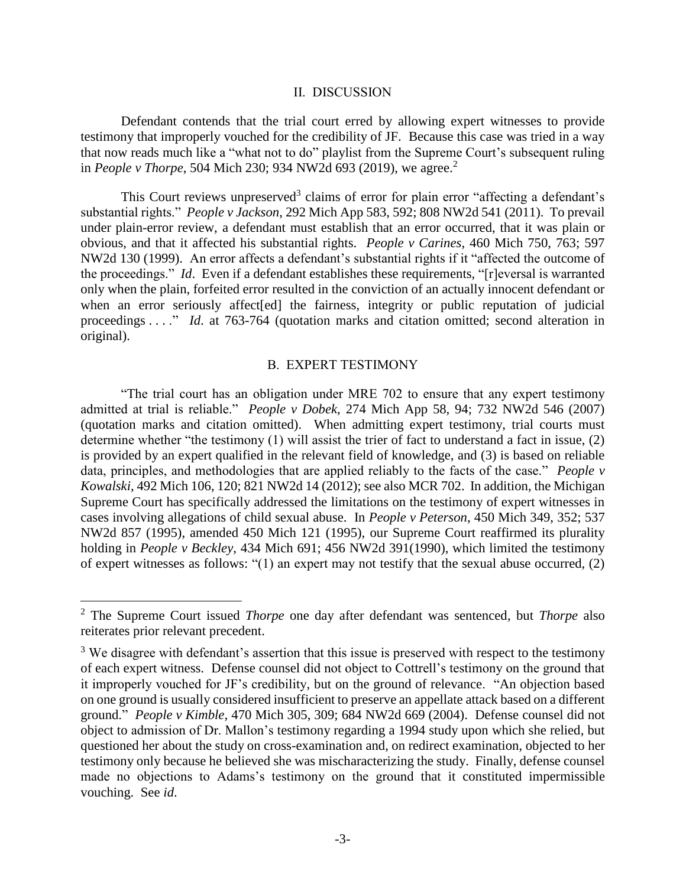## II. DISCUSSION

Defendant contends that the trial court erred by allowing expert witnesses to provide testimony that improperly vouched for the credibility of JF. Because this case was tried in a way that now reads much like a "what not to do" playlist from the Supreme Court's subsequent ruling in *People v Thorpe*, 504 Mich 230; 934 NW2d 693 (2019), we agree.[2]

This Court reviews unpreserved[3] claims of error for plain error "affecting a defendant's substantial rights." *People v Jackson*, 292 Mich App 583, 592; 808 NW2d 541 (2011). To prevail under plain-error review, a defendant must establish that an error occurred, that it was plain or obvious, and that it affected his substantial rights. *People v Carines*, 460 Mich 750, 763; 597 NW2d 130 (1999). An error affects a defendant's substantial rights if it "affected the outcome of the proceedings." *Id*. Even if a defendant establishes these requirements, "[r]eversal is warranted only when the plain, forfeited error resulted in the conviction of an actually innocent defendant or when an error seriously affect[ed] the fairness, integrity or public reputation of judicial proceedings . . . ." *Id*. at 763-764 (quotation marks and citation omitted; second alteration in original).

### B. EXPERT TESTIMONY

"The trial court has an obligation under MRE 702 to ensure that any expert testimony admitted at trial is reliable." *People v Dobek*, 274 Mich App 58, 94; 732 NW2d 546 (2007) (quotation marks and citation omitted). When admitting expert testimony, trial courts must determine whether "the testimony (1) will assist the trier of fact to understand a fact in issue, (2) is provided by an expert qualified in the relevant field of knowledge, and (3) is based on reliable data, principles, and methodologies that are applied reliably to the facts of the case." *People v Kowalski*, 492 Mich 106, 120; 821 NW2d 14 (2012); see also MCR 702. In addition, the Michigan Supreme Court has specifically addressed the limitations on the testimony of expert witnesses in cases involving allegations of child sexual abuse. In *People v Peterson*, 450 Mich 349, 352; 537 NW2d 857 (1995), amended 450 Mich 121 (1995), our Supreme Court reaffirmed its plurality holding in *People v Beckley*, 434 Mich 691; 456 NW2d 391(1990), which limited the testimony of expert witnesses as follows: "(1) an expert may not testify that the sexual abuse occurred, (2)

---

[2] The Supreme Court issued *Thorpe* one day after defendant was sentenced, but *Thorpe* also reiterates prior relevant precedent.

[3] We disagree with defendant's assertion that this issue is preserved with respect to the testimony of each expert witness. Defense counsel did not object to Cottrell's testimony on the ground that it improperly vouched for JF's credibility, but on the ground of relevance. "An objection based on one ground is usually considered insufficient to preserve an appellate attack based on a different ground." *People v Kimble*, 470 Mich 305, 309; 684 NW2d 669 (2004). Defense counsel did not object to admission of Dr. Mallon's testimony regarding a 1994 study upon which she relied, but questioned her about the study on cross-examination and, on redirect examination, objected to her testimony only because he believed she was mischaracterizing the study. Finally, defense counsel made no objections to Adams's testimony on the ground that it constituted impermissible vouching. See *id*.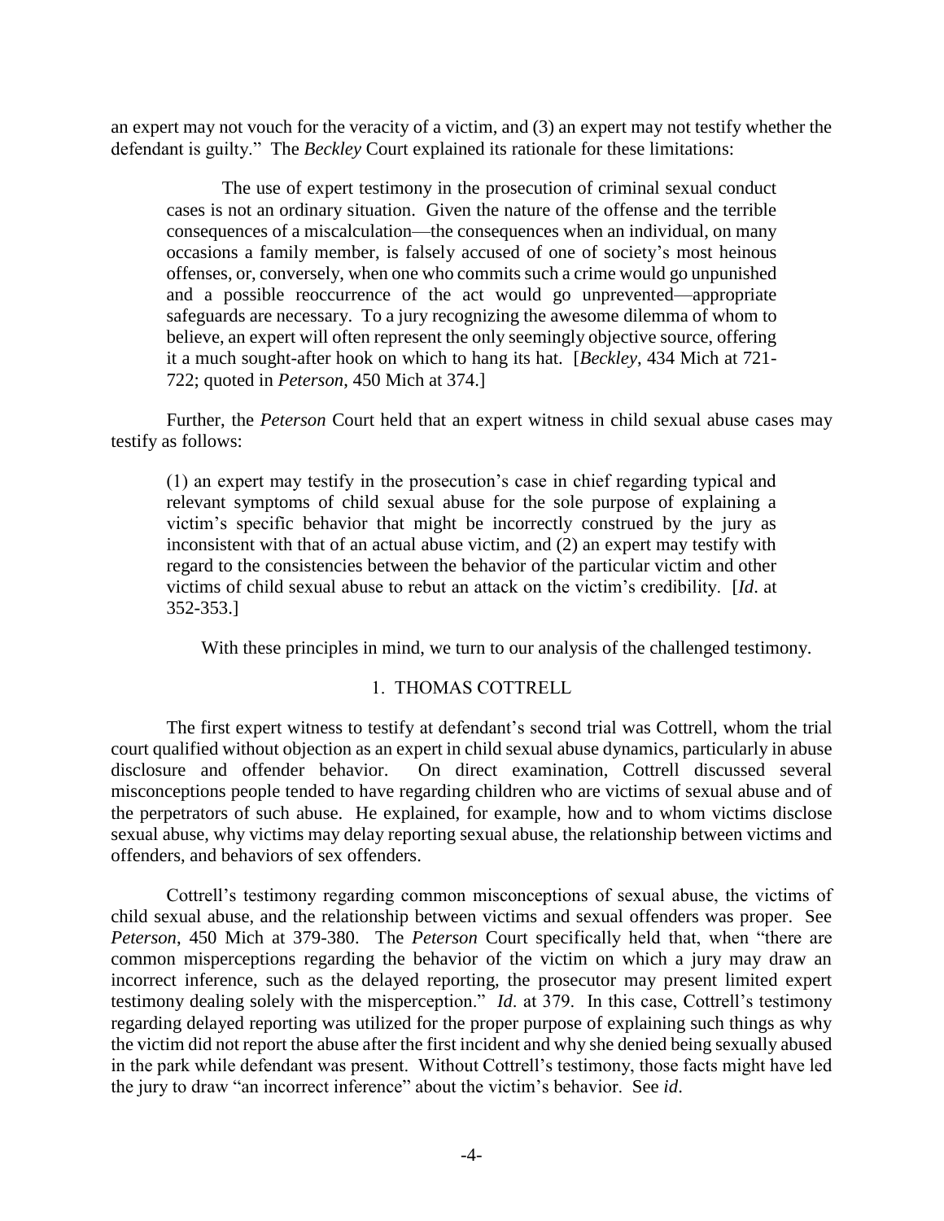an expert may not vouch for the veracity of a victim, and (3) an expert may not testify whether the defendant is guilty." The *Beckley* Court explained its rationale for these limitations:

> The use of expert testimony in the prosecution of criminal sexual conduct cases is not an ordinary situation. Given the nature of the offense and the terrible consequences of a miscalculation—the consequences when an individual, on many occasions a family member, is falsely accused of one of society's most heinous offenses, or, conversely, when one who commits such a crime would go unpunished and a possible reoccurrence of the act would go unprevented—appropriate safeguards are necessary. To a jury recognizing the awesome dilemma of whom to believe, an expert will often represent the only seemingly objective source, offering it a much sought-after hook on which to hang its hat. [*Beckley*, 434 Mich at 721-722; quoted in *Peterson*, 450 Mich at 374.]

Further, the *Peterson* Court held that an expert witness in child sexual abuse cases may testify as follows:

> (1) an expert may testify in the prosecution's case in chief regarding typical and relevant symptoms of child sexual abuse for the sole purpose of explaining a victim's specific behavior that might be incorrectly construed by the jury as inconsistent with that of an actual abuse victim, and (2) an expert may testify with regard to the consistencies between the behavior of the particular victim and other victims of child sexual abuse to rebut an attack on the victim's credibility. [*Id*. at 352-353.]

With these principles in mind, we turn to our analysis of the challenged testimony.

### 1. THOMAS COTTRELL

The first expert witness to testify at defendant's second trial was Cottrell, whom the trial court qualified without objection as an expert in child sexual abuse dynamics, particularly in abuse disclosure and offender behavior. On direct examination, Cottrell discussed several misconceptions people tended to have regarding children who are victims of sexual abuse and of the perpetrators of such abuse. He explained, for example, how and to whom victims disclose sexual abuse, why victims may delay reporting sexual abuse, the relationship between victims and offenders, and behaviors of sex offenders.

Cottrell's testimony regarding common misconceptions of sexual abuse, the victims of child sexual abuse, and the relationship between victims and sexual offenders was proper. See *Peterson*, 450 Mich at 379-380. The *Peterson* Court specifically held that, when "there are common misperceptions regarding the behavior of the victim on which a jury may draw an incorrect inference, such as the delayed reporting, the prosecutor may present limited expert testimony dealing solely with the misperception." *Id*. at 379. In this case, Cottrell's testimony regarding delayed reporting was utilized for the proper purpose of explaining such things as why the victim did not report the abuse after the first incident and why she denied being sexually abused in the park while defendant was present. Without Cottrell's testimony, those facts might have led the jury to draw "an incorrect inference" about the victim's behavior. See *id*.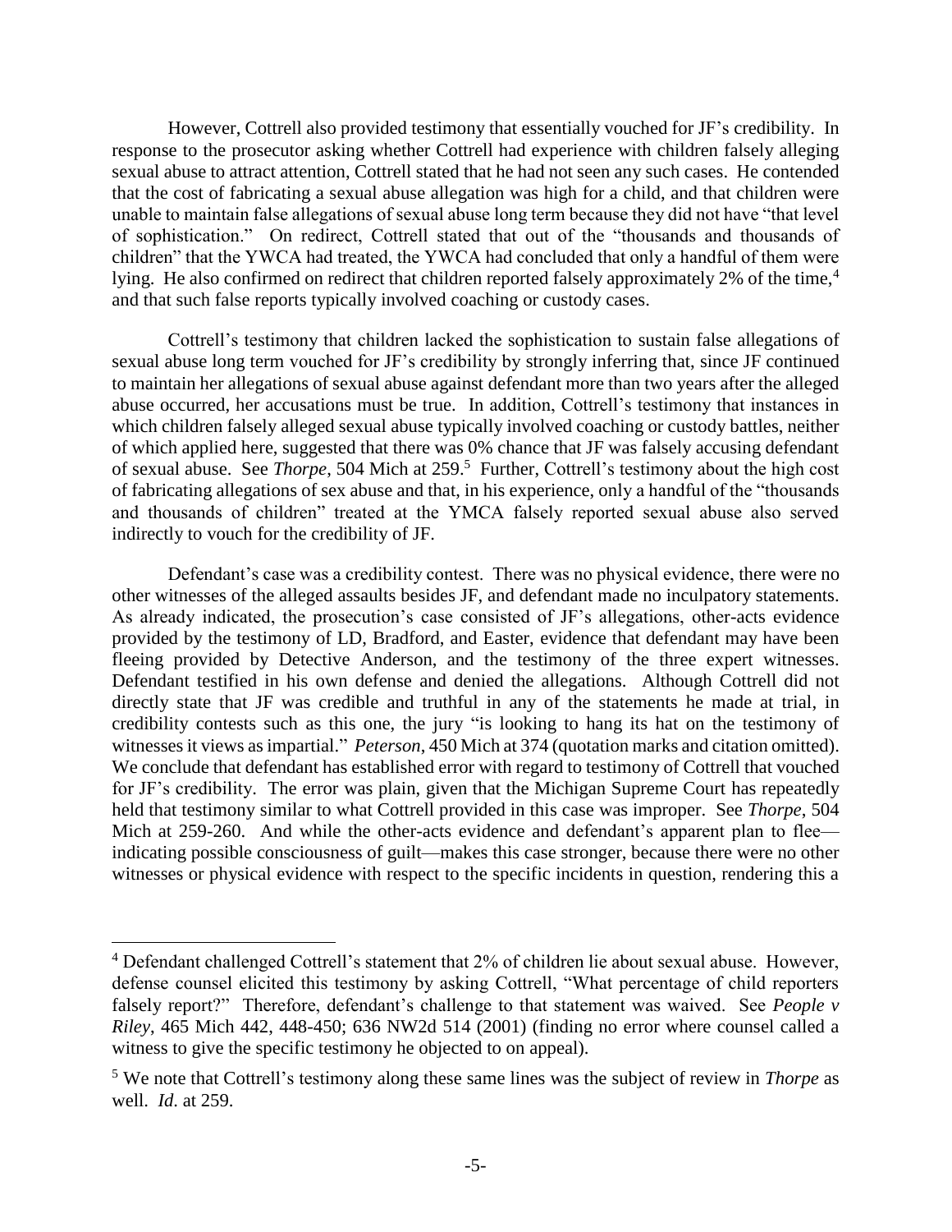However, Cottrell also provided testimony that essentially vouched for JF's credibility. In response to the prosecutor asking whether Cottrell had experience with children falsely alleging sexual abuse to attract attention, Cottrell stated that he had not seen any such cases. He contended that the cost of fabricating a sexual abuse allegation was high for a child, and that children were unable to maintain false allegations of sexual abuse long term because they did not have "that level of sophistication." On redirect, Cottrell stated that out of the "thousands and thousands of children" that the YWCA had treated, the YWCA had concluded that only a handful of them were lying. He also confirmed on redirect that children reported falsely approximately 2% of the time,[4] and that such false reports typically involved coaching or custody cases.

Cottrell's testimony that children lacked the sophistication to sustain false allegations of sexual abuse long term vouched for JF's credibility by strongly inferring that, since JF continued to maintain her allegations of sexual abuse against defendant more than two years after the alleged abuse occurred, her accusations must be true. In addition, Cottrell's testimony that instances in which children falsely alleged sexual abuse typically involved coaching or custody battles, neither of which applied here, suggested that there was 0% chance that JF was falsely accusing defendant of sexual abuse. See *Thorpe*, 504 Mich at 259.[5] Further, Cottrell's testimony about the high cost of fabricating allegations of sex abuse and that, in his experience, only a handful of the "thousands and thousands of children" treated at the YMCA falsely reported sexual abuse also served indirectly to vouch for the credibility of JF.

Defendant's case was a credibility contest. There was no physical evidence, there were no other witnesses of the alleged assaults besides JF, and defendant made no inculpatory statements. As already indicated, the prosecution's case consisted of JF's allegations, other-acts evidence provided by the testimony of LD, Bradford, and Easter, evidence that defendant may have been fleeing provided by Detective Anderson, and the testimony of the three expert witnesses. Defendant testified in his own defense and denied the allegations. Although Cottrell did not directly state that JF was credible and truthful in any of the statements he made at trial, in credibility contests such as this one, the jury "is looking to hang its hat on the testimony of witnesses it views as impartial." *Peterson*, 450 Mich at 374 (quotation marks and citation omitted). We conclude that defendant has established error with regard to testimony of Cottrell that vouched for JF's credibility. The error was plain, given that the Michigan Supreme Court has repeatedly held that testimony similar to what Cottrell provided in this case was improper. See *Thorpe*, 504 Mich at 259-260. And while the other-acts evidence and defendant's apparent plan to flee—indicating possible consciousness of guilt—makes this case stronger, because there were no other witnesses or physical evidence with respect to the specific incidents in question, rendering this a

---

[4] Defendant challenged Cottrell's statement that 2% of children lie about sexual abuse. However, defense counsel elicited this testimony by asking Cottrell, "What percentage of child reporters falsely report?" Therefore, defendant's challenge to that statement was waived. See *People v Riley*, 465 Mich 442, 448-450; 636 NW2d 514 (2001) (finding no error where counsel called a witness to give the specific testimony he objected to on appeal).

[5] We note that Cottrell's testimony along these same lines was the subject of review in *Thorpe* as well. *Id*. at 259.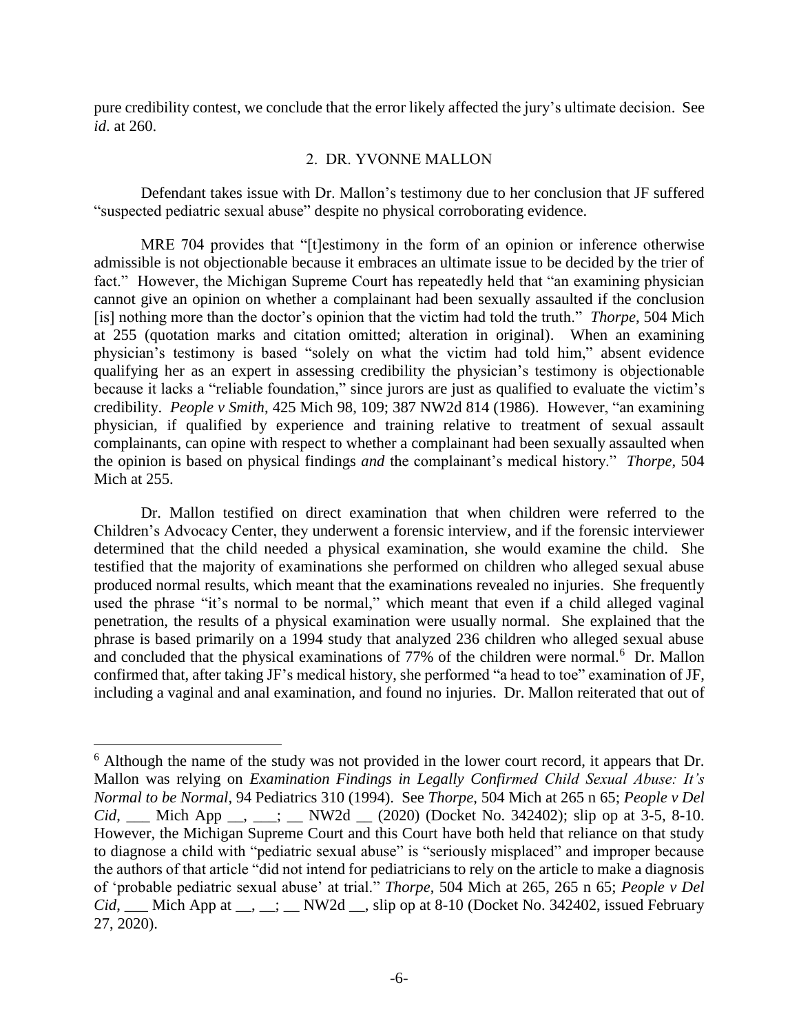pure credibility contest, we conclude that the error likely affected the jury's ultimate decision. See *id.* at 260.

### 2. DR. YVONNE MALLON

Defendant takes issue with Dr. Mallon's testimony due to her conclusion that JF suffered "suspected pediatric sexual abuse" despite no physical corroborating evidence.

MRE 704 provides that "[t]estimony in the form of an opinion or inference otherwise admissible is not objectionable because it embraces an ultimate issue to be decided by the trier of fact." However, the Michigan Supreme Court has repeatedly held that "an examining physician cannot give an opinion on whether a complainant had been sexually assaulted if the conclusion [is] nothing more than the doctor's opinion that the victim had told the truth." *Thorpe*, 504 Mich at 255 (quotation marks and citation omitted; alteration in original). When an examining physician's testimony is based "solely on what the victim had told him," absent evidence qualifying her as an expert in assessing credibility the physician's testimony is objectionable because it lacks a "reliable foundation," since jurors are just as qualified to evaluate the victim's credibility. *People v Smith*, 425 Mich 98, 109; 387 NW2d 814 (1986). However, "an examining physician, if qualified by experience and training relative to treatment of sexual assault complainants, can opine with respect to whether a complainant had been sexually assaulted when the opinion is based on physical findings *and* the complainant's medical history." *Thorpe*, 504 Mich at 255.

Dr. Mallon testified on direct examination that when children were referred to the Children's Advocacy Center, they underwent a forensic interview, and if the forensic interviewer determined that the child needed a physical examination, she would examine the child. She testified that the majority of examinations she performed on children who alleged sexual abuse produced normal results, which meant that the examinations revealed no injuries. She frequently used the phrase "it's normal to be normal," which meant that even if a child alleged vaginal penetration, the results of a physical examination were usually normal. She explained that the phrase is based primarily on a 1994 study that analyzed 236 children who alleged sexual abuse and concluded that the physical examinations of 77% of the children were normal.[6] Dr. Mallon confirmed that, after taking JF's medical history, she performed "a head to toe" examination of JF, including a vaginal and anal examination, and found no injuries. Dr. Mallon reiterated that out of

---

[6] Although the name of the study was not provided in the lower court record, it appears that Dr. Mallon was relying on *Examination Findings in Legally Confirmed Child Sexual Abuse: It's Normal to be Normal*, 94 Pediatrics 310 (1994). See *Thorpe*, 504 Mich at 265 n 65; *People v Del Cid*, ___ Mich App __, ___; __ NW2d __ (2020) (Docket No. 342402); slip op at 3-5, 8-10. However, the Michigan Supreme Court and this Court have both held that reliance on that study to diagnose a child with "pediatric sexual abuse" is "seriously misplaced" and improper because the authors of that article "did not intend for pediatricians to rely on the article to make a diagnosis of 'probable pediatric sexual abuse' at trial." *Thorpe*, 504 Mich at 265, 265 n 65; *People v Del Cid*, ___ Mich App at __, __; __ NW2d __, slip op at 8-10 (Docket No. 342402, issued February 27, 2020).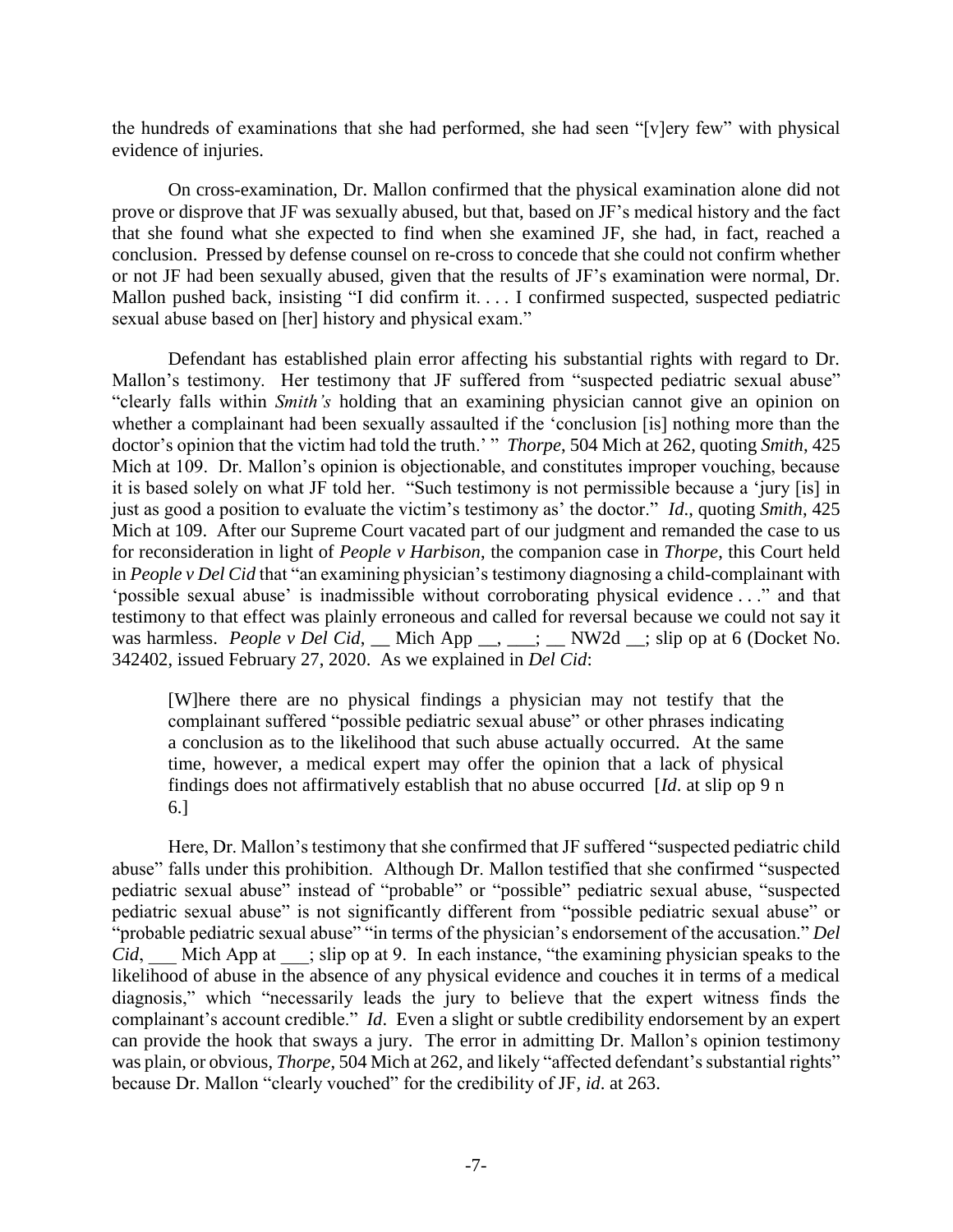the hundreds of examinations that she had performed, she had seen "[v]ery few" with physical evidence of injuries.

On cross-examination, Dr. Mallon confirmed that the physical examination alone did not prove or disprove that JF was sexually abused, but that, based on JF's medical history and the fact that she found what she expected to find when she examined JF, she had, in fact, reached a conclusion. Pressed by defense counsel on re-cross to concede that she could not confirm whether or not JF had been sexually abused, given that the results of JF's examination were normal, Dr. Mallon pushed back, insisting "I did confirm it. . . . I confirmed suspected, suspected pediatric sexual abuse based on [her] history and physical exam."

Defendant has established plain error affecting his substantial rights with regard to Dr. Mallon's testimony. Her testimony that JF suffered from "suspected pediatric sexual abuse" "clearly falls within *Smith's* holding that an examining physician cannot give an opinion on whether a complainant had been sexually assaulted if the 'conclusion [is] nothing more than the doctor's opinion that the victim had told the truth.' " *Thorpe*, 504 Mich at 262, quoting *Smith*, 425 Mich at 109. Dr. Mallon's opinion is objectionable, and constitutes improper vouching, because it is based solely on what JF told her. "Such testimony is not permissible because a 'jury [is] in just as good a position to evaluate the victim's testimony as' the doctor." *Id.*, quoting *Smith*, 425 Mich at 109. After our Supreme Court vacated part of our judgment and remanded the case to us for reconsideration in light of *People v Harbison*, the companion case in *Thorpe*, this Court held in *People v Del Cid* that "an examining physician's testimony diagnosing a child-complainant with 'possible sexual abuse' is inadmissible without corroborating physical evidence . . ." and that testimony to that effect was plainly erroneous and called for reversal because we could not say it was harmless. *People v Del Cid*, __ Mich App __, ___; __ NW2d __; slip op at 6 (Docket No. 342402, issued February 27, 2020. As we explained in *Del Cid*:

> [W]here there are no physical findings a physician may not testify that the complainant suffered "possible pediatric sexual abuse" or other phrases indicating a conclusion as to the likelihood that such abuse actually occurred. At the same time, however, a medical expert may offer the opinion that a lack of physical findings does not affirmatively establish that no abuse occurred [*Id*. at slip op 9 n 6.]

Here, Dr. Mallon's testimony that she confirmed that JF suffered "suspected pediatric child abuse" falls under this prohibition. Although Dr. Mallon testified that she confirmed "suspected pediatric sexual abuse" instead of "probable" or "possible" pediatric sexual abuse, "suspected pediatric sexual abuse" is not significantly different from "possible pediatric sexual abuse" or "probable pediatric sexual abuse" "in terms of the physician's endorsement of the accusation." *Del Cid*, ___ Mich App at ___; slip op at 9. In each instance, "the examining physician speaks to the likelihood of abuse in the absence of any physical evidence and couches it in terms of a medical diagnosis," which "necessarily leads the jury to believe that the expert witness finds the complainant's account credible." *Id*. Even a slight or subtle credibility endorsement by an expert can provide the hook that sways a jury. The error in admitting Dr. Mallon's opinion testimony was plain, or obvious, *Thorpe*, 504 Mich at 262, and likely "affected defendant's substantial rights" because Dr. Mallon "clearly vouched" for the credibility of JF, *id*. at 263.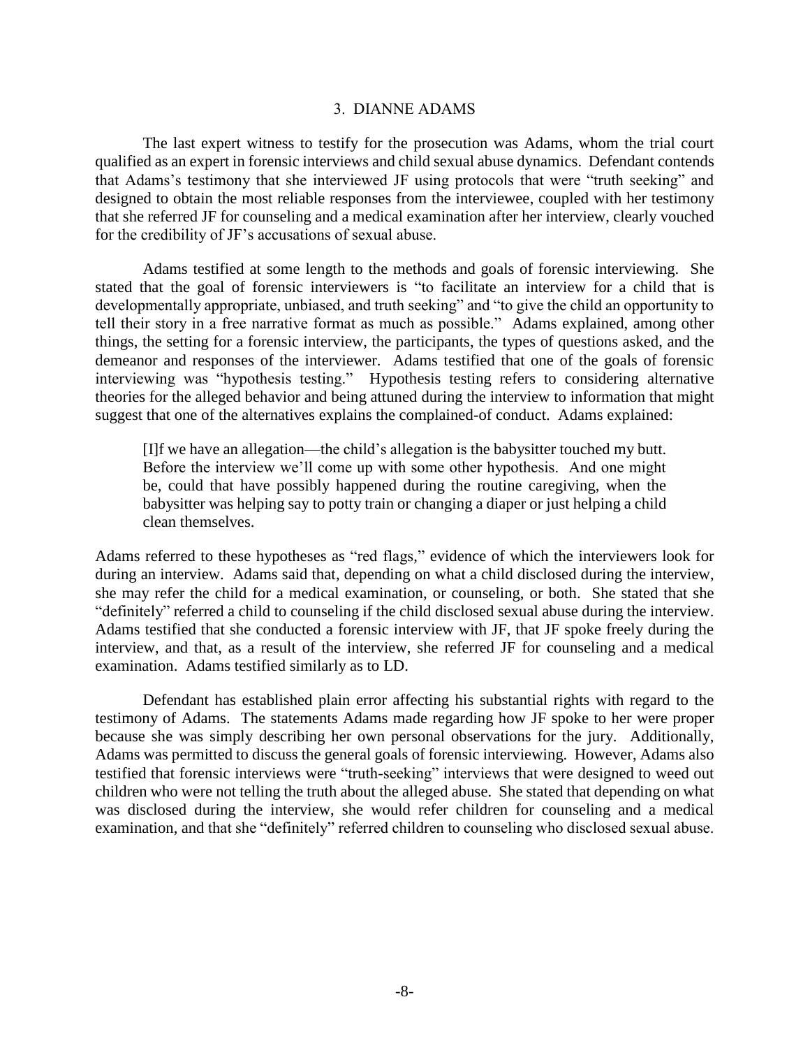### 3. DIANNE ADAMS

The last expert witness to testify for the prosecution was Adams, whom the trial court qualified as an expert in forensic interviews and child sexual abuse dynamics. Defendant contends that Adams's testimony that she interviewed JF using protocols that were "truth seeking" and designed to obtain the most reliable responses from the interviewee, coupled with her testimony that she referred JF for counseling and a medical examination after her interview, clearly vouched for the credibility of JF's accusations of sexual abuse.

Adams testified at some length to the methods and goals of forensic interviewing. She stated that the goal of forensic interviewers is "to facilitate an interview for a child that is developmentally appropriate, unbiased, and truth seeking" and "to give the child an opportunity to tell their story in a free narrative format as much as possible." Adams explained, among other things, the setting for a forensic interview, the participants, the types of questions asked, and the demeanor and responses of the interviewer. Adams testified that one of the goals of forensic interviewing was "hypothesis testing." Hypothesis testing refers to considering alternative theories for the alleged behavior and being attuned during the interview to information that might suggest that one of the alternatives explains the complained-of conduct. Adams explained:

> [I]f we have an allegation—the child's allegation is the babysitter touched my butt. Before the interview we'll come up with some other hypothesis. And one might be, could that have possibly happened during the routine caregiving, when the babysitter was helping say to potty train or changing a diaper or just helping a child clean themselves.

Adams referred to these hypotheses as "red flags," evidence of which the interviewers look for during an interview. Adams said that, depending on what a child disclosed during the interview, she may refer the child for a medical examination, or counseling, or both. She stated that she "definitely" referred a child to counseling if the child disclosed sexual abuse during the interview. Adams testified that she conducted a forensic interview with JF, that JF spoke freely during the interview, and that, as a result of the interview, she referred JF for counseling and a medical examination. Adams testified similarly as to LD.

Defendant has established plain error affecting his substantial rights with regard to the testimony of Adams. The statements Adams made regarding how JF spoke to her were proper because she was simply describing her own personal observations for the jury. Additionally, Adams was permitted to discuss the general goals of forensic interviewing. However, Adams also testified that forensic interviews were "truth-seeking" interviews that were designed to weed out children who were not telling the truth about the alleged abuse. She stated that depending on what was disclosed during the interview, she would refer children for counseling and a medical examination, and that she "definitely" referred children to counseling who disclosed sexual abuse.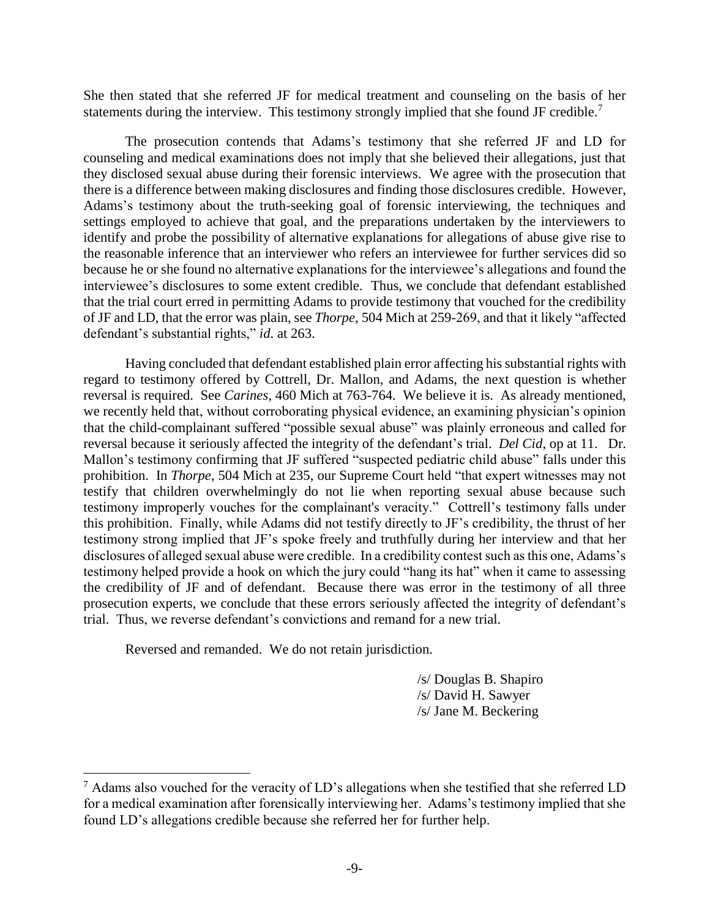She then stated that she referred JF for medical treatment and counseling on the basis of her statements during the interview. This testimony strongly implied that she found JF credible.[7]

The prosecution contends that Adams's testimony that she referred JF and LD for counseling and medical examinations does not imply that she believed their allegations, just that they disclosed sexual abuse during their forensic interviews. We agree with the prosecution that there is a difference between making disclosures and finding those disclosures credible. However, Adams's testimony about the truth-seeking goal of forensic interviewing, the techniques and settings employed to achieve that goal, and the preparations undertaken by the interviewers to identify and probe the possibility of alternative explanations for allegations of abuse give rise to the reasonable inference that an interviewer who refers an interviewee for further services did so because he or she found no alternative explanations for the interviewee's allegations and found the interviewee's disclosures to some extent credible. Thus, we conclude that defendant established that the trial court erred in permitting Adams to provide testimony that vouched for the credibility of JF and LD, that the error was plain, see *Thorpe*, 504 Mich at 259-269, and that it likely "affected defendant's substantial rights," *id*. at 263.

Having concluded that defendant established plain error affecting his substantial rights with regard to testimony offered by Cottrell, Dr. Mallon, and Adams, the next question is whether reversal is required. See *Carines*, 460 Mich at 763-764. We believe it is. As already mentioned, we recently held that, without corroborating physical evidence, an examining physician's opinion that the child-complainant suffered "possible sexual abuse" was plainly erroneous and called for reversal because it seriously affected the integrity of the defendant's trial. *Del Cid*, op at 11. Dr. Mallon's testimony confirming that JF suffered "suspected pediatric child abuse" falls under this prohibition. In *Thorpe*, 504 Mich at 235, our Supreme Court held "that expert witnesses may not testify that children overwhelmingly do not lie when reporting sexual abuse because such testimony improperly vouches for the complainant's veracity." Cottrell's testimony falls under this prohibition. Finally, while Adams did not testify directly to JF's credibility, the thrust of her testimony strong implied that JF's spoke freely and truthfully during her interview and that her disclosures of alleged sexual abuse were credible. In a credibility contest such as this one, Adams's testimony helped provide a hook on which the jury could "hang its hat" when it came to assessing the credibility of JF and of defendant. Because there was error in the testimony of all three prosecution experts, we conclude that these errors seriously affected the integrity of defendant's trial. Thus, we reverse defendant's convictions and remand for a new trial.

Reversed and remanded. We do not retain jurisdiction.

/s/ Douglas B. Shapiro
/s/ David H. Sawyer
/s/ Jane M. Beckering

[7] Adams also vouched for the veracity of LD's allegations when she testified that she referred LD for a medical examination after forensically interviewing her. Adams's testimony implied that she found LD's allegations credible because she referred her for further help.